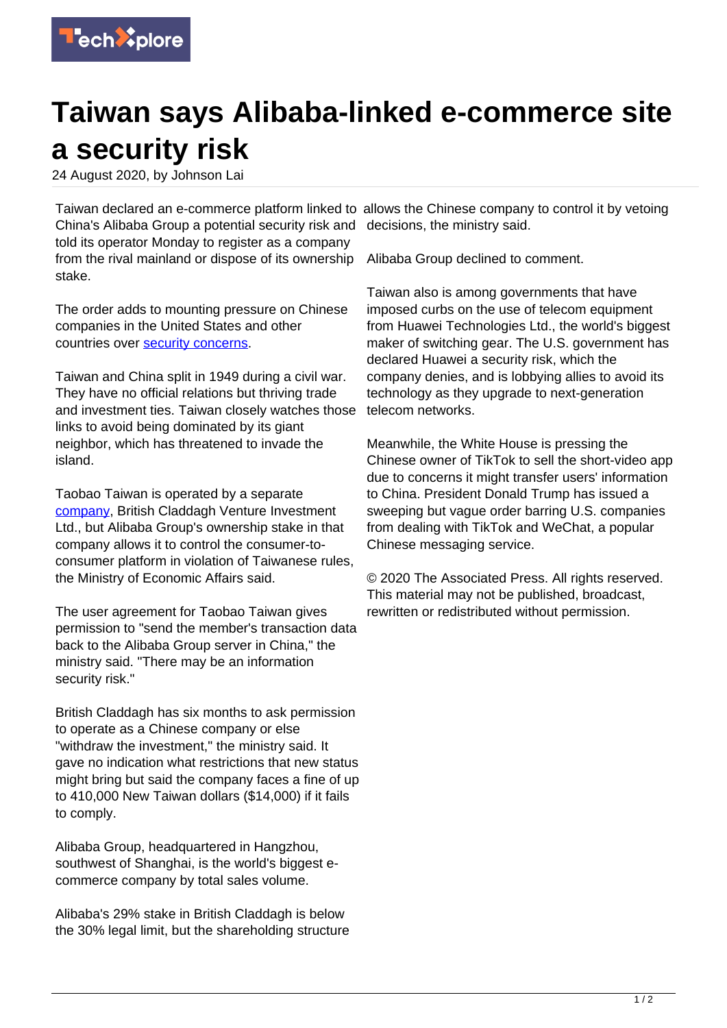# Taiwan says Alibaba-linked e-commerce site a security risk

24 August 2020, by Johnson Lai

Taiwan declared an e-commerce platform linked to China's Alibaba Group a potential security risk and told its operator Monday to register as a company from the rival mainland or dispose of its ownership stake.

The order adds to mounting pressure on Chinese companies in the United States and other countries over security concerns.

Taiwan and China split in 1949 during a civil war. They have no official relations but thriving trade and investment ties. Taiwan closely watches those links to avoid being dominated by its giant neighbor, which has threatened to invade the island.

Taobao Taiwan is operated by a separate company, British Claddagh Venture Investment Ltd., but Alibaba Group's ownership stake in that company allows it to control the consumer-to-consumer platform in violation of Taiwanese rules, the Ministry of Economic Affairs said.

The user agreement for Taobao Taiwan gives permission to "send the member's transaction data back to the Alibaba Group server in China," the ministry said. "There may be an information security risk."

British Claddagh has six months to ask permission to operate as a Chinese company or else "withdraw the investment," the ministry said. It gave no indication what restrictions that new status might bring but said the company faces a fine of up to 410,000 New Taiwan dollars ($14,000) if it fails to comply.

Alibaba Group, headquartered in Hangzhou, southwest of Shanghai, is the world's biggest e-commerce company by total sales volume.

Alibaba's 29% stake in British Claddagh is below the 30% legal limit, but the shareholding structure allows the Chinese company to control it by vetoing decisions, the ministry said.

Alibaba Group declined to comment.

Taiwan also is among governments that have imposed curbs on the use of telecom equipment from Huawei Technologies Ltd., the world's biggest maker of switching gear. The U.S. government has declared Huawei a security risk, which the company denies, and is lobbying allies to avoid its technology as they upgrade to next-generation telecom networks.

Meanwhile, the White House is pressing the Chinese owner of TikTok to sell the short-video app due to concerns it might transfer users' information to China. President Donald Trump has issued a sweeping but vague order barring U.S. companies from dealing with TikTok and WeChat, a popular Chinese messaging service.

© 2020 The Associated Press. All rights reserved. This material may not be published, broadcast, rewritten or redistributed without permission.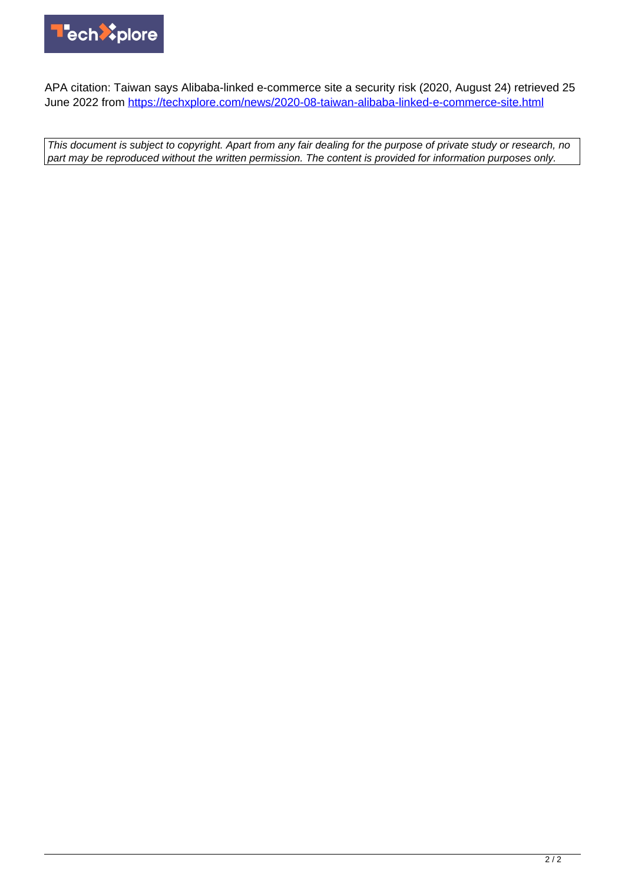APA citation: Taiwan says Alibaba-linked e-commerce site a security risk (2020, August 24) retrieved 25 June 2022 from https://techxplore.com/news/2020-08-taiwan-alibaba-linked-e-commerce-site.html

*This document is subject to copyright. Apart from any fair dealing for the purpose of private study or research, no part may be reproduced without the written permission. The content is provided for information purposes only.*